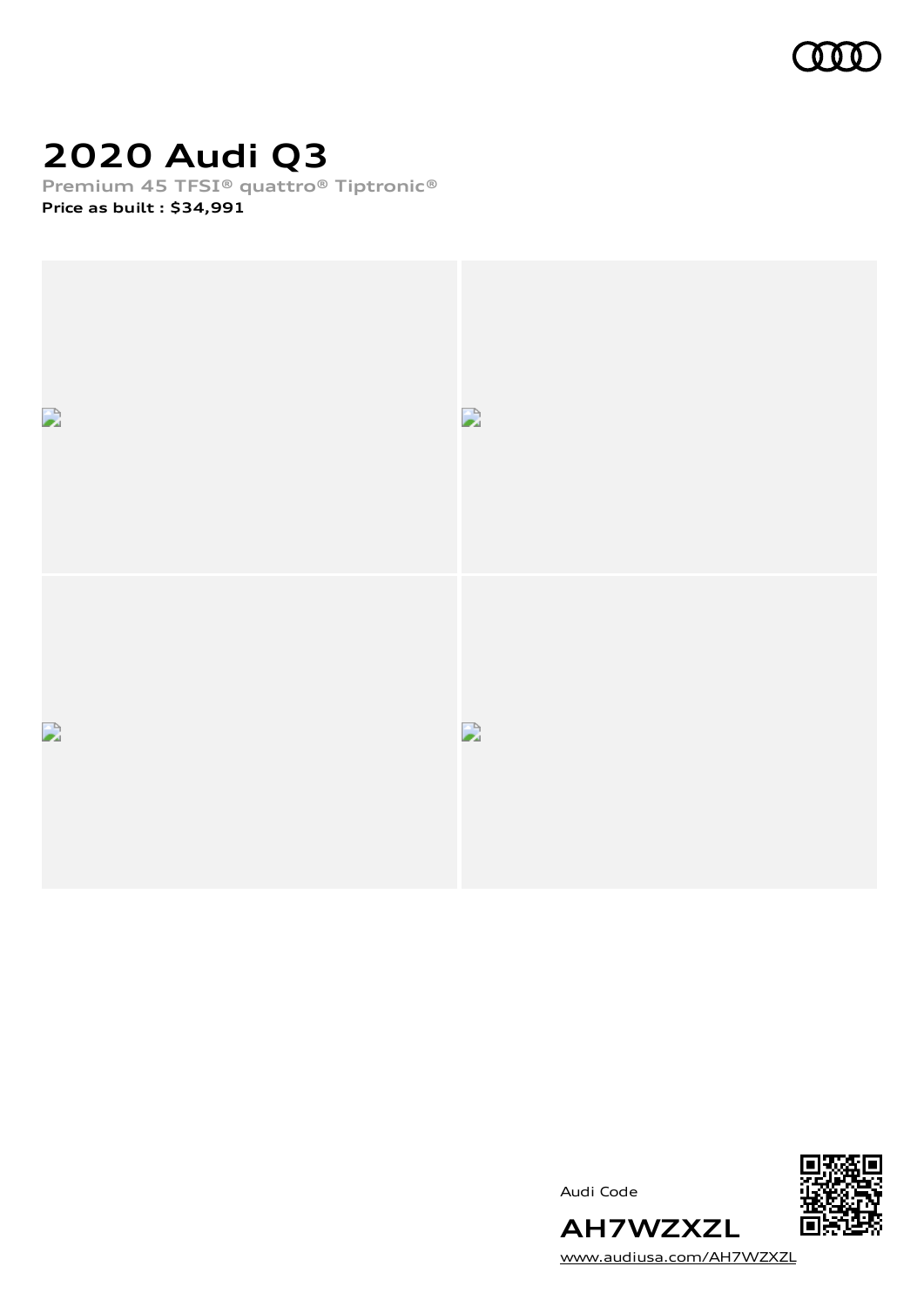# 2020 Audi Q3

Premium 45 TFSI® quattro® Tiptronic®

**Price as built : $34,991**

Audi Code

**AH7WZXZL**

www.audiusa.com/AH7WZXZL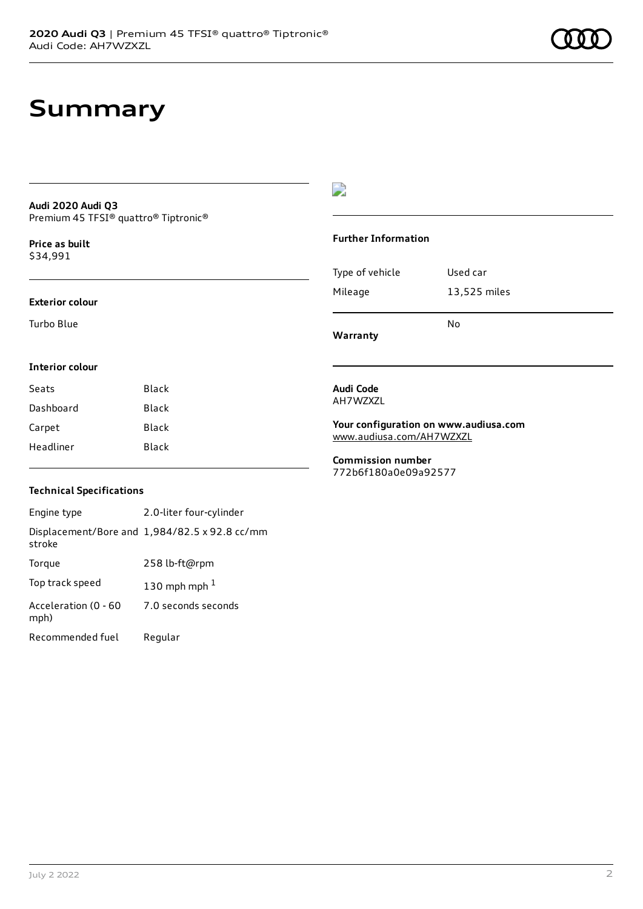# Summary

**Audi 2020 Audi Q3**
Premium 45 TFSI® quattro® Tiptronic®

**Price as built**
$34,991

#### Exterior colour

Turbo Blue

#### Interior colour

| | |
|---|---|
| Seats | Black |
| Dashboard | Black |
| Carpet | Black |
| Headliner | Black |

#### Technical Specifications

| | |
|---|---|
| Engine type | 2.0-liter four-cylinder |
| Displacement/Bore and stroke | 1,984/82.5 x 92.8 cc/mm |
| Torque | 258 lb-ft@rpm |
| Top track speed | 130 mph mph [1] |
| Acceleration (0 - 60 mph) | 7.0 seconds seconds |
| Recommended fuel | Regular |

#### Further Information

| | |
|---|---|
| Type of vehicle | Used car |
| Mileage | 13,525 miles |
| **Warranty** | No |

**Audi Code**
AH7WZXZL

**Your configuration on www.audiusa.com**
www.audiusa.com/AH7WZXZL

**Commission number**
772b6f180a0e09a92577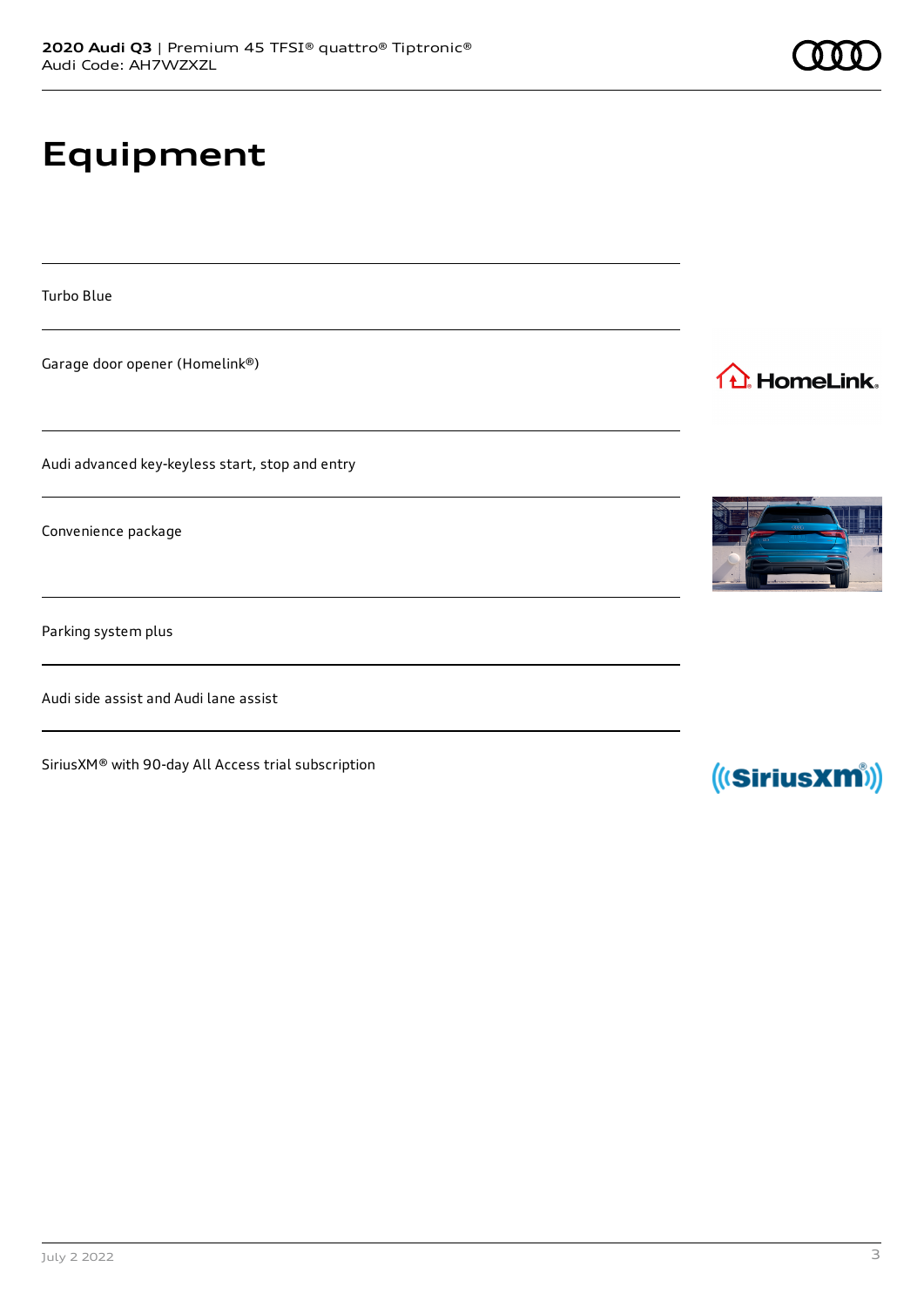# Equipment

Turbo Blue

Garage door opener (Homelink®)

Audi advanced key-keyless start, stop and entry

Convenience package

Parking system plus

Audi side assist and Audi lane assist

SiriusXM® with 90-day All Access trial subscription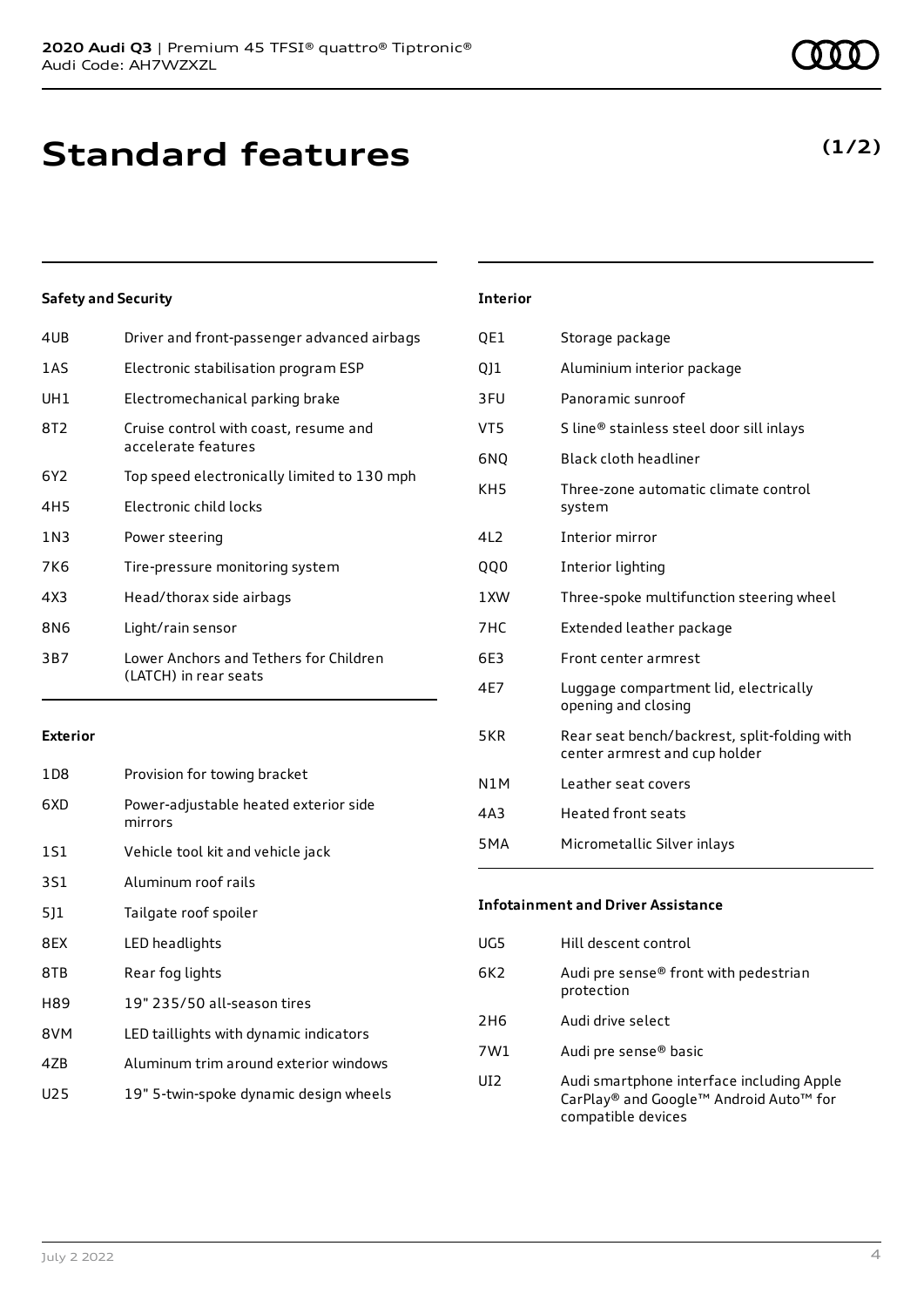# Standard features

**(1/2)**

### Safety and Security

| | |
|---|---|
| 4UB | Driver and front-passenger advanced airbags |
| 1AS | Electronic stabilisation program ESP |
| UH1 | Electromechanical parking brake |
| 8T2 | Cruise control with coast, resume and accelerate features |
| 6Y2 | Top speed electronically limited to 130 mph |
| 4H5 | Electronic child locks |
| 1N3 | Power steering |
| 7K6 | Tire-pressure monitoring system |
| 4X3 | Head/thorax side airbags |
| 8N6 | Light/rain sensor |
| 3B7 | Lower Anchors and Tethers for Children (LATCH) in rear seats |

### Exterior

| | |
|---|---|
| 1D8 | Provision for towing bracket |
| 6XD | Power-adjustable heated exterior side mirrors |
| 1S1 | Vehicle tool kit and vehicle jack |
| 3S1 | Aluminum roof rails |
| 5J1 | Tailgate roof spoiler |
| 8EX | LED headlights |
| 8TB | Rear fog lights |
| H89 | 19" 235/50 all-season tires |
| 8VM | LED taillights with dynamic indicators |
| 4ZB | Aluminum trim around exterior windows |
| U25 | 19" 5-twin-spoke dynamic design wheels |

### Interior

| | |
|---|---|
| QE1 | Storage package |
| QJ1 | Aluminium interior package |
| 3FU | Panoramic sunroof |
| VT5 | S line® stainless steel door sill inlays |
| 6NQ | Black cloth headliner |
| KH5 | Three-zone automatic climate control system |
| 4L2 | Interior mirror |
| QQ0 | Interior lighting |
| 1XW | Three-spoke multifunction steering wheel |
| 7HC | Extended leather package |
| 6E3 | Front center armrest |
| 4E7 | Luggage compartment lid, electrically opening and closing |
| 5KR | Rear seat bench/backrest, split-folding with center armrest and cup holder |
| N1M | Leather seat covers |
| 4A3 | Heated front seats |
| 5MA | Micrometallic Silver inlays |

### Infotainment and Driver Assistance

| | |
|---|---|
| UG5 | Hill descent control |
| 6K2 | Audi pre sense® front with pedestrian protection |
| 2H6 | Audi drive select |
| 7W1 | Audi pre sense® basic |
| UI2 | Audi smartphone interface including Apple CarPlay® and Google™ Android Auto™ for compatible devices |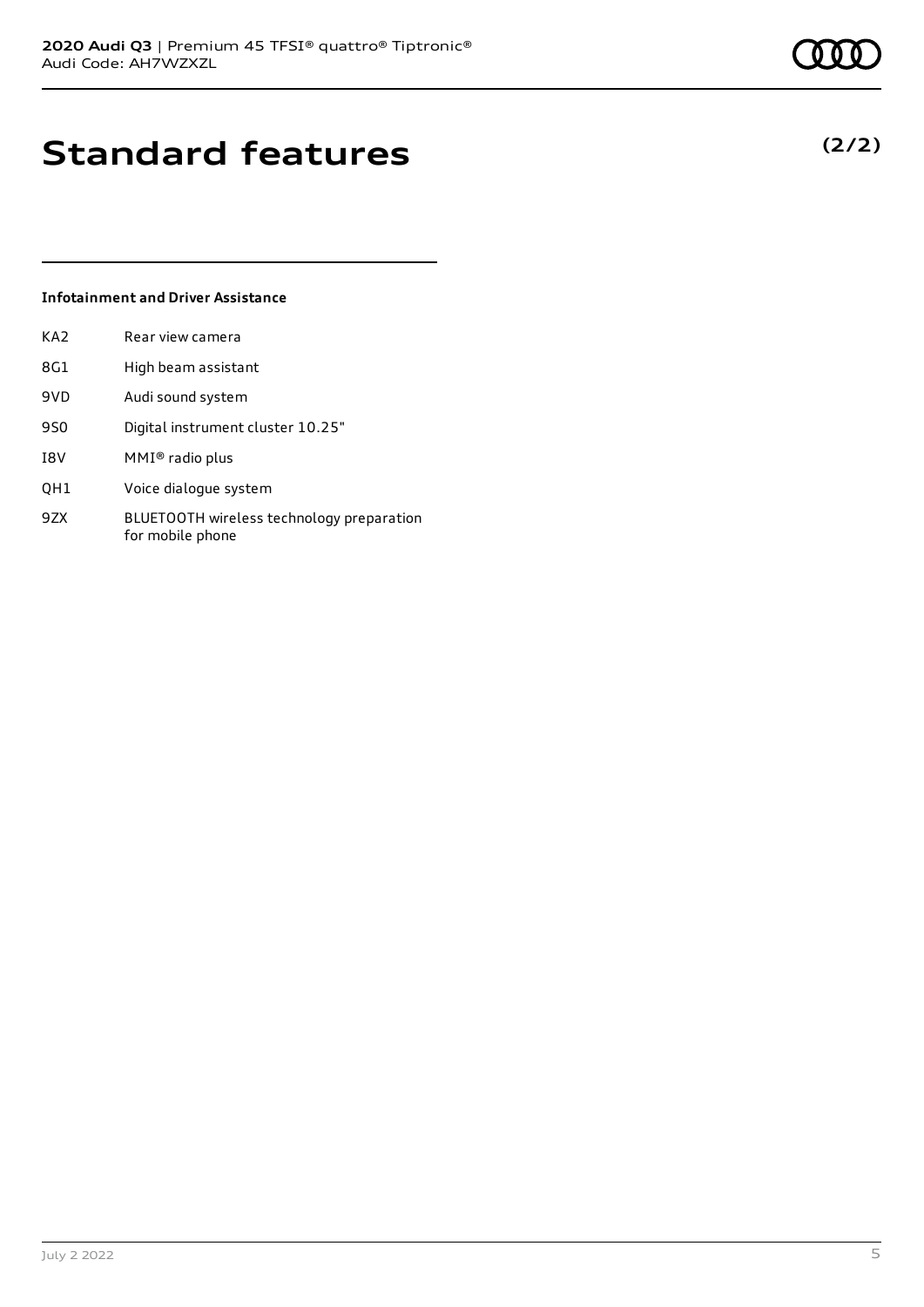# Standard features

**(2/2)**

### Infotainment and Driver Assistance

| | |
|---|---|
| KA2 | Rear view camera |
| 8G1 | High beam assistant |
| 9VD | Audi sound system |
| 9S0 | Digital instrument cluster 10.25" |
| I8V | MMI® radio plus |
| QH1 | Voice dialogue system |
| 9ZX | BLUETOOTH wireless technology preparation for mobile phone |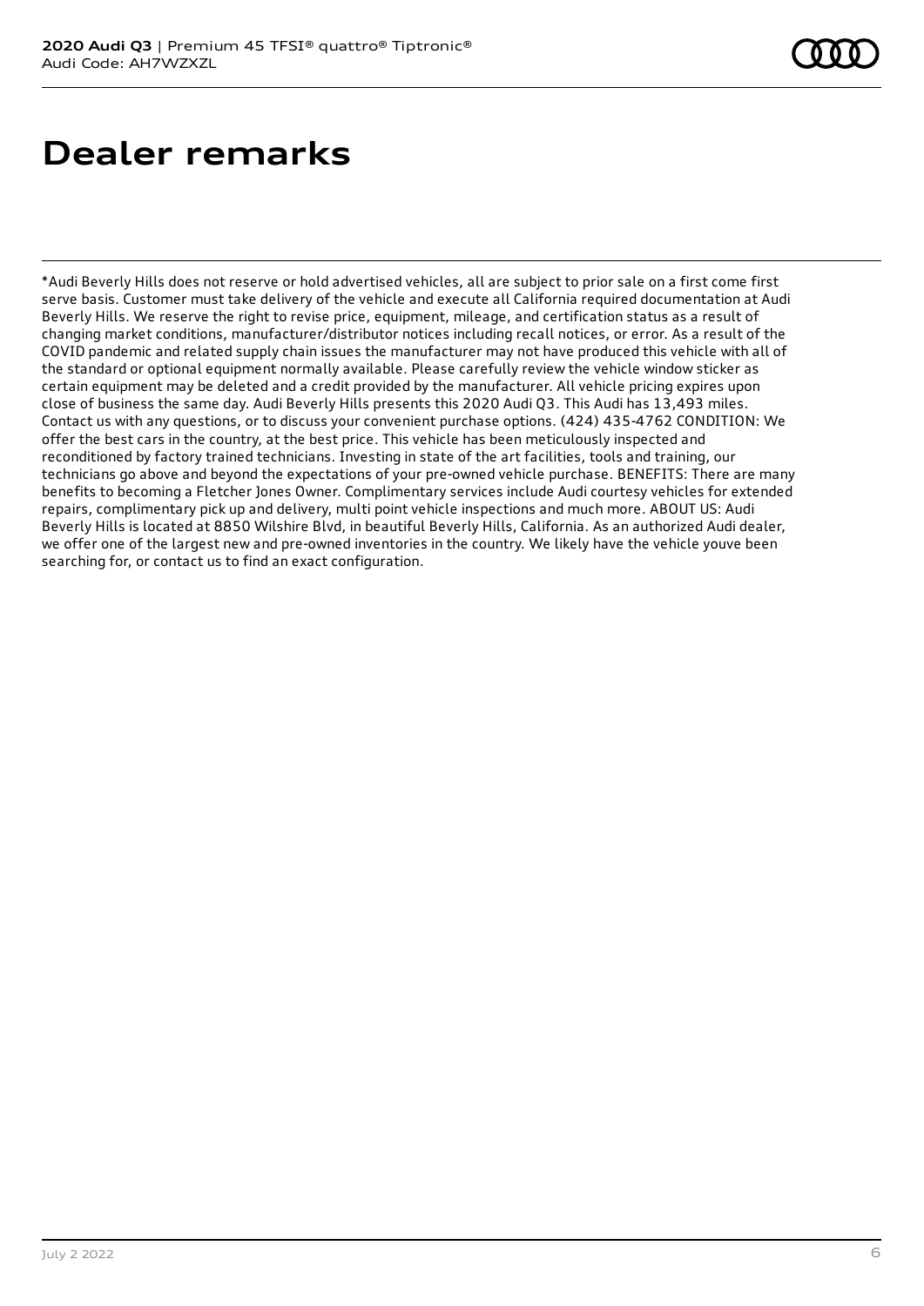# Dealer remarks

*Audi Beverly Hills does not reserve or hold advertised vehicles, all are subject to prior sale on a first come first serve basis. Customer must take delivery of the vehicle and execute all California required documentation at Audi Beverly Hills. We reserve the right to revise price, equipment, mileage, and certification status as a result of changing market conditions, manufacturer/distributor notices including recall notices, or error. As a result of the COVID pandemic and related supply chain issues the manufacturer may not have produced this vehicle with all of the standard or optional equipment normally available. Please carefully review the vehicle window sticker as certain equipment may be deleted and a credit provided by the manufacturer. All vehicle pricing expires upon close of business the same day. Audi Beverly Hills presents this 2020 Audi Q3. This Audi has 13,493 miles. Contact us with any questions, or to discuss your convenient purchase options. (424) 435-4762 CONDITION: We offer the best cars in the country, at the best price. This vehicle has been meticulously inspected and reconditioned by factory trained technicians. Investing in state of the art facilities, tools and training, our technicians go above and beyond the expectations of your pre-owned vehicle purchase. BENEFITS: There are many benefits to becoming a Fletcher Jones Owner. Complimentary services include Audi courtesy vehicles for extended repairs, complimentary pick up and delivery, multi point vehicle inspections and much more. ABOUT US: Audi Beverly Hills is located at 8850 Wilshire Blvd, in beautiful Beverly Hills, California. As an authorized Audi dealer, we offer one of the largest new and pre-owned inventories in the country. We likely have the vehicle youve been searching for, or contact us to find an exact configuration.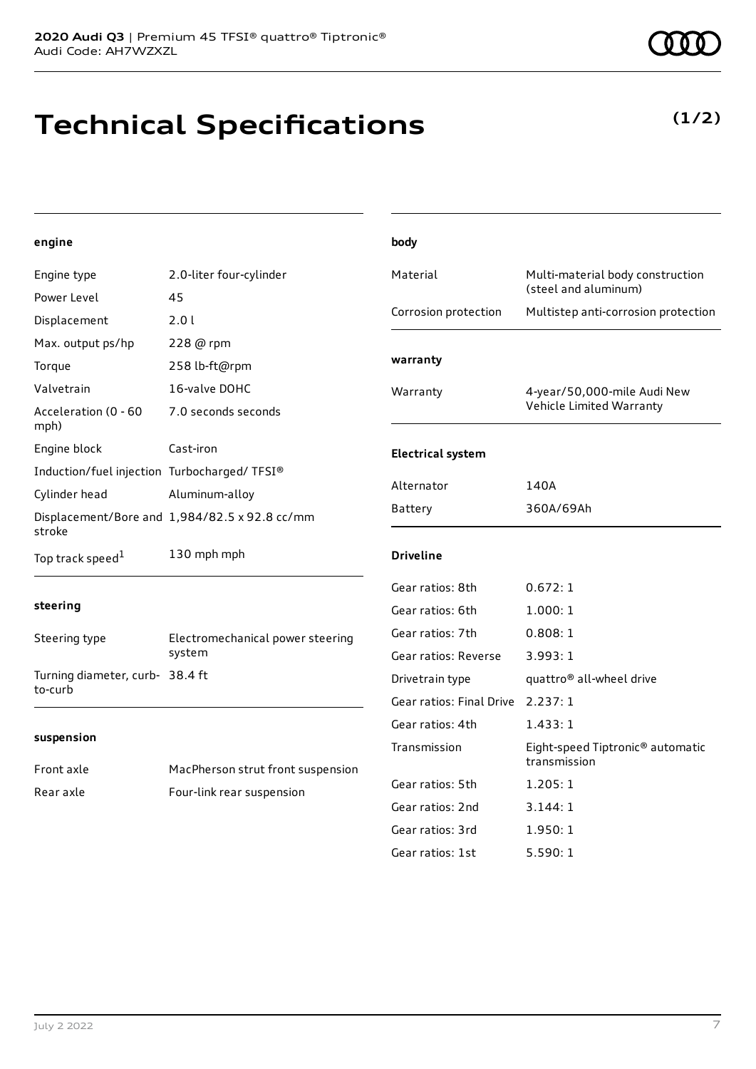# Technical Specifications

**(1/2)**

#### engine

| | |
|---|---|
| Engine type | 2.0-liter four-cylinder |
| Power Level | 45 |
| Displacement | 2.0 l |
| Max. output ps/hp | 228 @ rpm |
| Torque | 258 lb-ft@rpm |
| Valvetrain | 16-valve DOHC |
| Acceleration (0 - 60 mph) | 7.0 seconds seconds |
| Engine block | Cast-iron |
| Induction/fuel injection | Turbocharged/ TFSI® |
| Cylinder head | Aluminum-alloy |
| Displacement/Bore and stroke | 1,984/82.5 x 92.8 cc/mm |
| Top track speed[1] | 130 mph mph |

#### steering

| | |
|---|---|
| Steering type | Electromechanical power steering system |
| Turning diameter, curb-to-curb | 38.4 ft |

#### suspension

| | |
|---|---|
| Front axle | MacPherson strut front suspension |
| Rear axle | Four-link rear suspension |

#### body

| | |
|---|---|
| Material | Multi-material body construction (steel and aluminum) |
| Corrosion protection | Multistep anti-corrosion protection |

#### warranty

| | |
|---|---|
| Warranty | 4-year/50,000-mile Audi New Vehicle Limited Warranty |

#### Electrical system

| | |
|---|---|
| Alternator | 140A |
| Battery | 360A/69Ah |

#### Driveline

| | |
|---|---|
| Gear ratios: 8th | 0.672: 1 |
| Gear ratios: 6th | 1.000: 1 |
| Gear ratios: 7th | 0.808: 1 |
| Gear ratios: Reverse | 3.993: 1 |
| Drivetrain type | quattro® all-wheel drive |
| Gear ratios: Final Drive | 2.237: 1 |
| Gear ratios: 4th | 1.433: 1 |
| Transmission | Eight-speed Tiptronic® automatic transmission |
| Gear ratios: 5th | 1.205: 1 |
| Gear ratios: 2nd | 3.144: 1 |
| Gear ratios: 3rd | 1.950: 1 |
| Gear ratios: 1st | 5.590: 1 |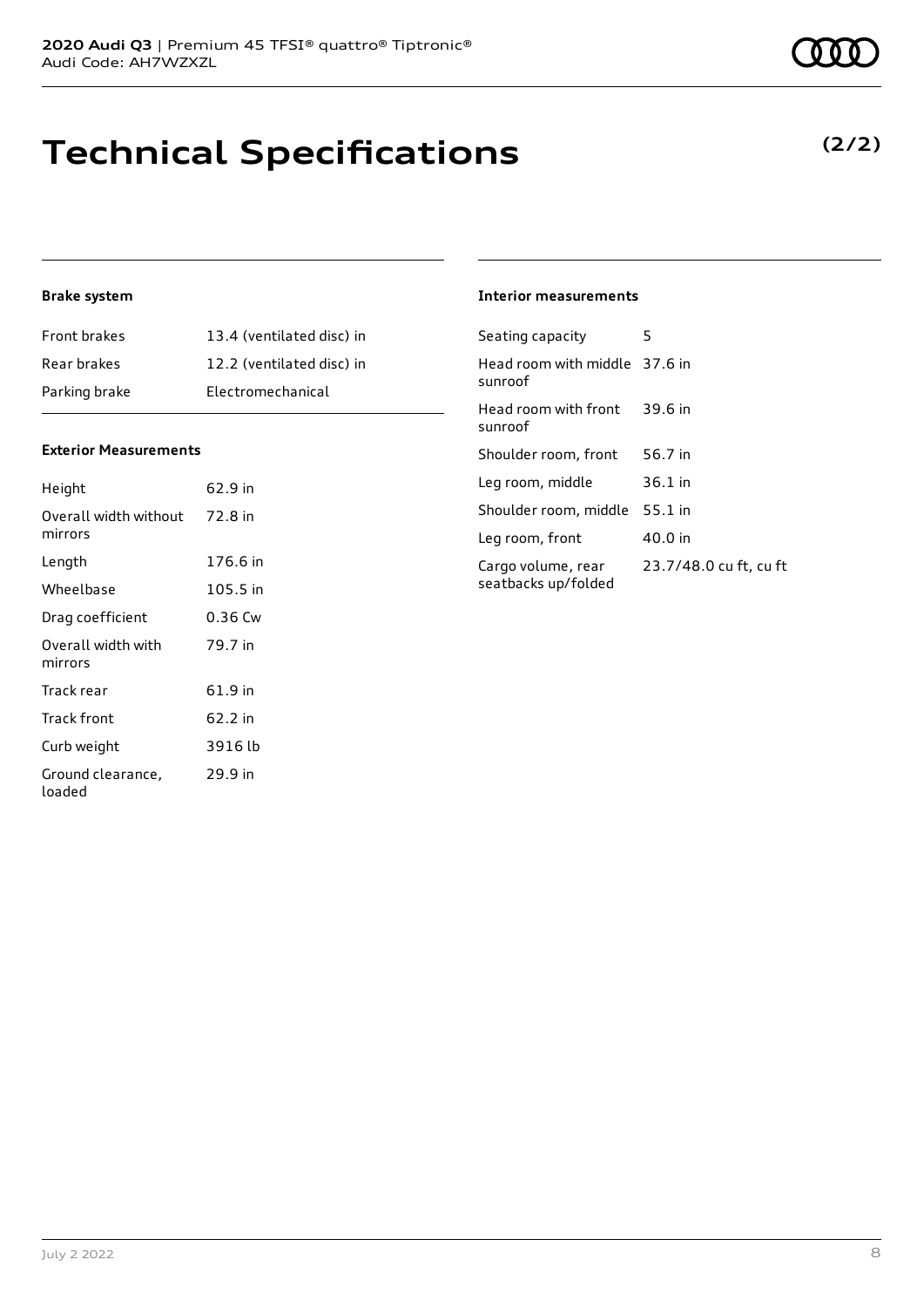# Technical Specifications

**(2/2)**

### Brake system

| | |
|---|---|
| Front brakes | 13.4 (ventilated disc) in |
| Rear brakes | 12.2 (ventilated disc) in |
| Parking brake | Electromechanical |

### Exterior Measurements

| | |
|---|---|
| Height | 62.9 in |
| Overall width without mirrors | 72.8 in |
| Length | 176.6 in |
| Wheelbase | 105.5 in |
| Drag coefficient | 0.36 Cw |
| Overall width with mirrors | 79.7 in |
| Track rear | 61.9 in |
| Track front | 62.2 in |
| Curb weight | 3916 lb |
| Ground clearance, loaded | 29.9 in |

### Interior measurements

| | |
|---|---|
| Seating capacity | 5 |
| Head room with middle sunroof | 37.6 in |
| Head room with front sunroof | 39.6 in |
| Shoulder room, front | 56.7 in |
| Leg room, middle | 36.1 in |
| Shoulder room, middle | 55.1 in |
| Leg room, front | 40.0 in |
| Cargo volume, rear seatbacks up/folded | 23.7/48.0 cu ft, cu ft |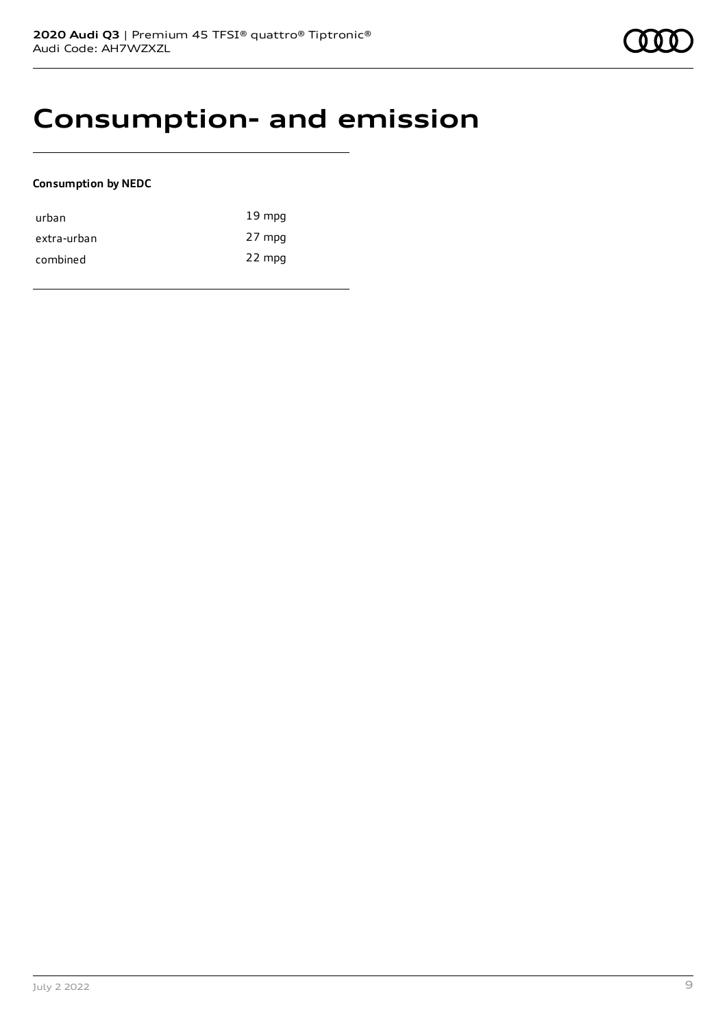# Consumption- and emission

**Consumption by NEDC**

| | |
|---|---|
| urban | 19 mpg |
| extra-urban | 27 mpg |
| combined | 22 mpg |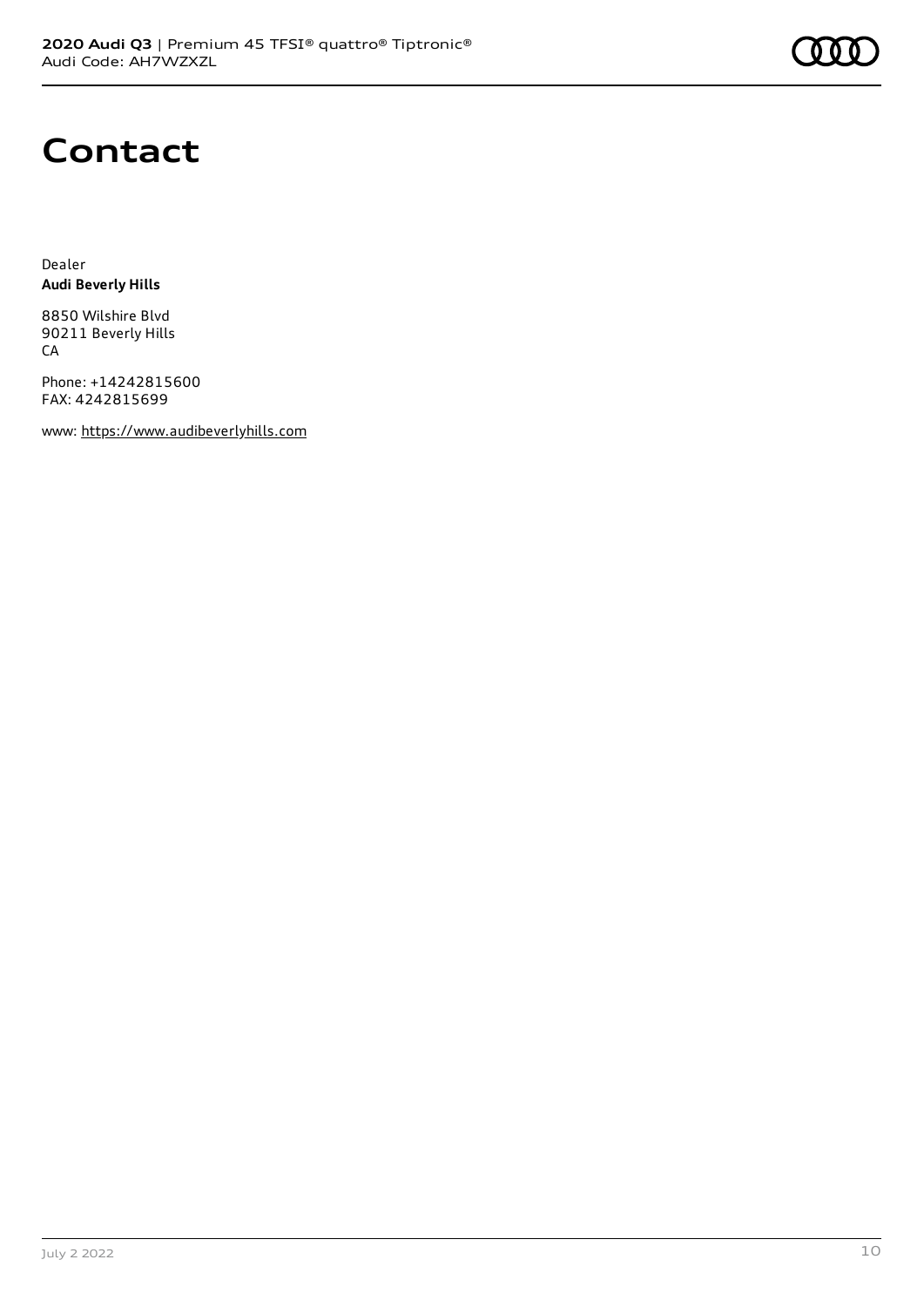# Contact

Dealer
**Audi Beverly Hills**

8850 Wilshire Blvd
90211 Beverly Hills
CA

Phone: +14242815600
FAX: 4242815699

www: https://www.audibeverlyhills.com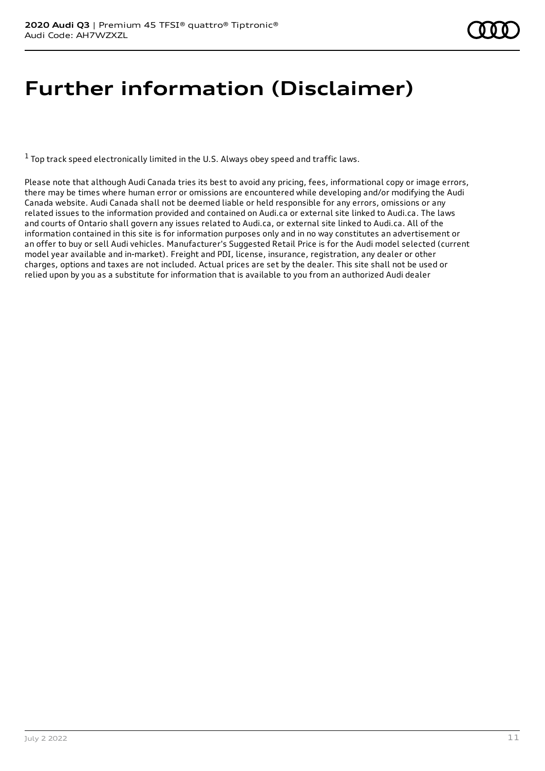# Further information (Disclaimer)

[1] Top track speed electronically limited in the U.S. Always obey speed and traffic laws.

Please note that although Audi Canada tries its best to avoid any pricing, fees, informational copy or image errors, there may be times where human error or omissions are encountered while developing and/or modifying the Audi Canada website. Audi Canada shall not be deemed liable or held responsible for any errors, omissions or any related issues to the information provided and contained on Audi.ca or external site linked to Audi.ca. The laws and courts of Ontario shall govern any issues related to Audi.ca, or external site linked to Audi.ca. All of the information contained in this site is for information purposes only and in no way constitutes an advertisement or an offer to buy or sell Audi vehicles. Manufacturer's Suggested Retail Price is for the Audi model selected (current model year available and in-market). Freight and PDI, license, insurance, registration, any dealer or other charges, options and taxes are not included. Actual prices are set by the dealer. This site shall not be used or relied upon by you as a substitute for information that is available to you from an authorized Audi dealer